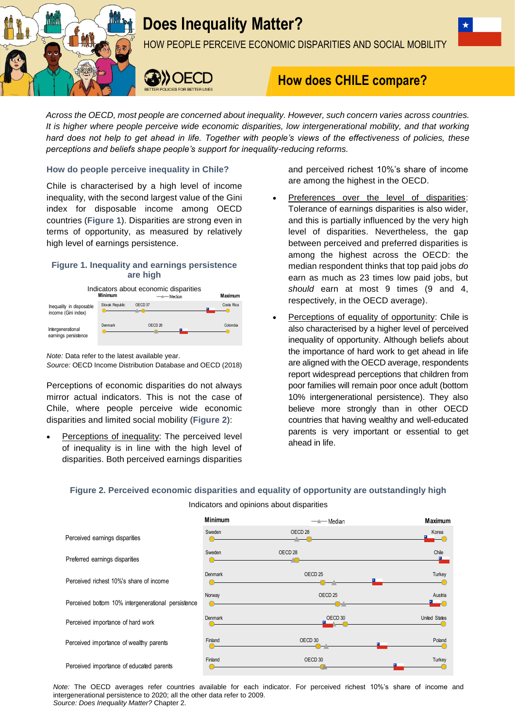# Does Inequality Matter?

HOW PEOPLE PERCEIVE ECONOMIC DISPARITIES AND SOCIAL MOBILITY

## How does CHILE compare?

*Across the OECD, most people are concerned about inequality. However, such concern varies across countries. It is higher where people perceive wide economic disparities, low intergenerational mobility, and that working hard does not help to get ahead in life. Together with people's views of the effectiveness of policies, these perceptions and beliefs shape people's support for inequality-reducing reforms.*

### How do people perceive inequality in Chile?

Chile is characterised by a high level of income inequality, with the second largest value of the Gini index for disposable income among OECD countries (**Figure 1**). Disparities are strong even in terms of opportunity, as measured by relatively high level of earnings persistence.

**Figure 1. Inequality and earnings persistence are high**

Indicators about economic disparities

| | Minimum | Median | Maximum |
|---|---|---|---|
| Inequality in disposable income (Gini index) | Slovak Republic | OECD 37 | Costa Rica |
| Intergenerational earnings persistence | Denmark | OECD 26 | Colombia |

*Note:* Data refer to the latest available year.
*Source:* OECD Income Distribution Database and OECD (2018)

Perceptions of economic disparities do not always mirror actual indicators. This is not the case of Chile, where people perceive wide economic disparities and limited social mobility (**Figure 2**):

- Perceptions of inequality: The perceived level of inequality is in line with the high level of disparities. Both perceived earnings disparities and perceived richest 10%'s share of income are among the highest in the OECD.
- Preferences over the level of disparities: Tolerance of earnings disparities is also wider, and this is partially influenced by the very high level of disparities. Nevertheless, the gap between perceived and preferred disparities is among the highest across the OECD: the median respondent thinks that top paid jobs *do* earn as much as 23 times low paid jobs, but *should* earn at most 9 times (9 and 4, respectively, in the OECD average).
- Perceptions of equality of opportunity: Chile is also characterised by a higher level of perceived inequality of opportunity. Although beliefs about the importance of hard work to get ahead in life are aligned with the OECD average, respondents report widespread perceptions that children from poor families will remain poor once adult (bottom 10% intergenerational persistence). They also believe more strongly than in other OECD countries that having wealthy and well-educated parents is very important or essential to get ahead in life.

**Figure 2. Perceived economic disparities and equality of opportunity are outstandingly high**

Indicators and opinions about disparities

| | Minimum | Median | Maximum |
|---|---|---|---|
| Perceived earnings disparities | Sweden | OECD 28 | Korea |
| Preferred earnings disparities | Sweden | OECD 28 | Chile |
| Perceived richest 10%'s share of income | Denmark | OECD 25 | Turkey |
| Perceived bottom 10% intergenerational persistence | Norway | OECD 25 | Austria |
| Perceived importance of hard work | Denmark | OECD 30 | United States |
| Perceived importance of wealthy parents | Finland | OECD 30 | Poland |
| Perceived importance of educated parents | Finland | OECD 30 | Turkey |

*Note:* The OECD averages refer countries available for each indicator. For perceived richest 10%'s share of income and intergenerational persistence to 2020; all the other data refer to 2009.
*Source: Does Inequality Matter?* Chapter 2.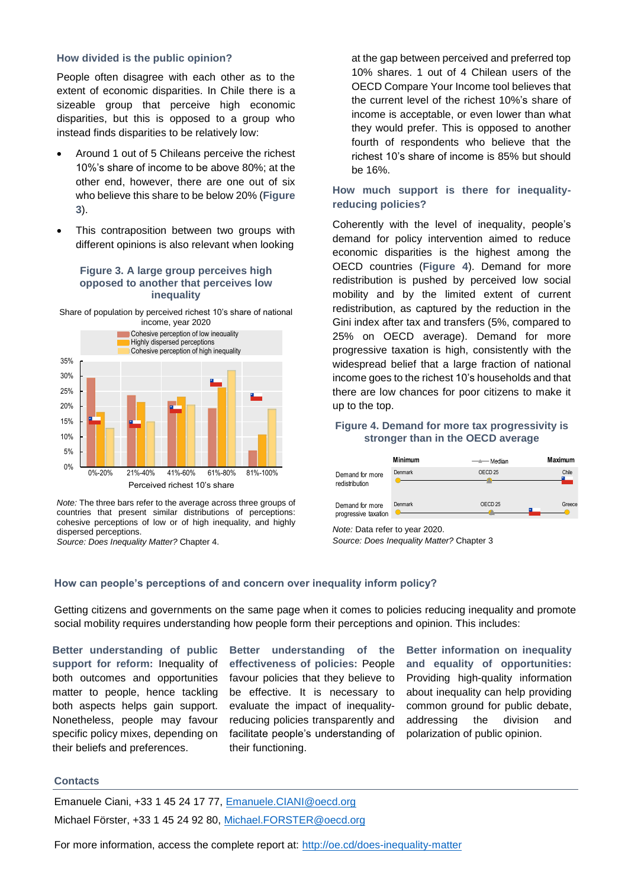### How divided is the public opinion?

People often disagree with each other as to the extent of economic disparities. In Chile there is a sizeable group that perceive high economic disparities, but this is opposed to a group who instead finds disparities to be relatively low:

- Around 1 out of 5 Chileans perceive the richest 10%'s share of income to be above 80%; at the other end, however, there are one out of six who believe this share to be below 20% (**Figure 3**).
- This contraposition between two groups with different opinions is also relevant when looking at the gap between perceived and preferred top 10% shares. 1 out of 4 Chilean users of the OECD Compare Your Income tool believes that the current level of the richest 10%'s share of income is acceptable, or even lower than what they would prefer. This is opposed to another fourth of respondents who believe that the richest 10's share of income is 85% but should be 16%.

**Figure 3. A large group perceives high opposed to another that perceives low inequality**

Share of population by perceived richest 10's share of national income, year 2020

Cohesive perception of low inequality
Highly dispersed perceptions
Cohesive perception of high inequality

35%
30%
25%
20%
15%
10%
5%
0%

0%-20%
21%-40%
41%-60%
61%-80%
81%-100%

Perceived richest 10's share

*Note:* The three bars refer to the average across three groups of countries that present similar distributions of perceptions: cohesive perceptions of low or of high inequality, and highly dispersed perceptions.
*Source: Does Inequality Matter?* Chapter 4.

### How much support is there for inequality-reducing policies?

Coherently with the level of inequality, people's demand for policy intervention aimed to reduce economic disparities is the highest among the OECD countries (**Figure 4**). Demand for more redistribution is pushed by perceived low social mobility and by the limited extent of current redistribution, as captured by the reduction in the Gini index after tax and transfers (5%, compared to 25% on OECD average). Demand for more progressive taxation is high, consistently with the widespread belief that a large fraction of national income goes to the richest 10's households and that there are low chances for poor citizens to make it up to the top.

**Figure 4. Demand for more tax progressivity is stronger than in the OECD average**

Minimum
Median
Maximum

Demand for more redistribution
Denmark
OECD 25
Chile

Demand for more progressive taxation
Denmark
OECD 25
Greece

*Note:* Data refer to year 2020.
*Source: Does Inequality Matter?* Chapter 3

### How can people's perceptions of and concern over inequality inform policy?

Getting citizens and governments on the same page when it comes to policies reducing inequality and promote social mobility requires understanding how people form their perceptions and opinion. This includes:

**Better understanding of public support for reform:** Inequality of both outcomes and opportunities matter to people, hence tackling both aspects helps gain support. Nonetheless, people may favour specific policy mixes, depending on their beliefs and preferences.

**Better understanding of the effectiveness of policies:** People favour policies that they believe to be effective. It is necessary to evaluate the impact of inequality-reducing policies transparently and facilitate people's understanding of their functioning.

**Better information on inequality and equality of opportunities:** Providing high-quality information about inequality can help providing common ground for public debate, addressing the division and polarization of public opinion.

### Contacts

Emanuele Ciani, +33 1 45 24 17 77, [Emanuele.CIANI@oecd.org](mailto:Emanuele.CIANI@oecd.org)

Michael Förster, +33 1 45 24 92 80, [Michael.FORSTER@oecd.org](mailto:Michael.FORSTER@oecd.org)

For more information, access the complete report at: [http://oe.cd/does-inequality-matter](http://oe.cd/does-inequality-matter)